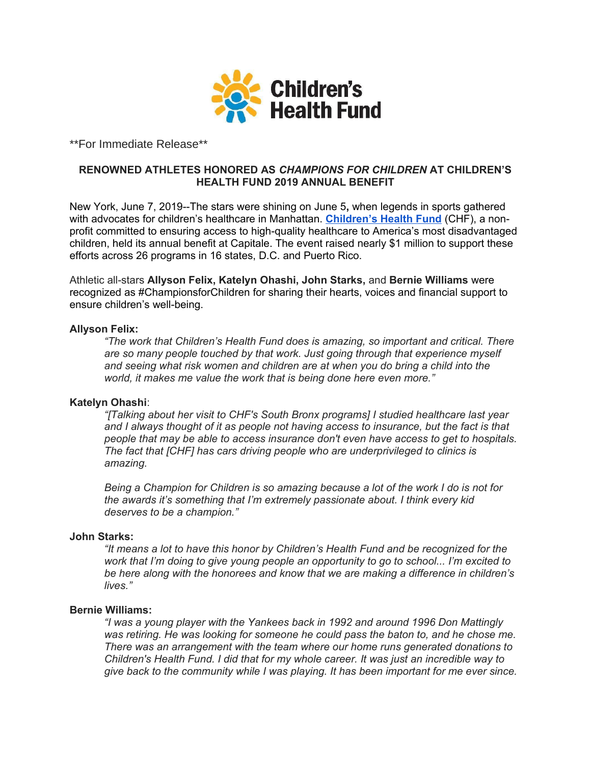Children's Health Fund

**For Immediate Release**

## RENOWNED ATHLETES HONORED AS *CHAMPIONS FOR CHILDREN* AT CHILDREN'S HEALTH FUND 2019 ANNUAL BENEFIT

New York, June 7, 2019--The stars were shining on June 5**,** when legends in sports gathered with advocates for children's healthcare in Manhattan. **Children's Health Fund** (CHF), a non-profit committed to ensuring access to high-quality healthcare to America's most disadvantaged children, held its annual benefit at Capitale. The event raised nearly $1 million to support these efforts across 26 programs in 16 states, D.C. and Puerto Rico.

Athletic all-stars **Allyson Felix, Katelyn Ohashi, John Starks,** and **Bernie Williams** were recognized as #ChampionsforChildren for sharing their hearts, voices and financial support to ensure children's well-being.

**Allyson Felix:**

> *"The work that Children's Health Fund does is amazing, so important and critical. There are so many people touched by that work. Just going through that experience myself and seeing what risk women and children are at when you do bring a child into the world, it makes me value the work that is being done here even more."*

**Katelyn Ohashi**:

> *"[Talking about her visit to CHF's South Bronx programs] I studied healthcare last year and I always thought of it as people not having access to insurance, but the fact is that people that may be able to access insurance don't even have access to get to hospitals. The fact that [CHF] has cars driving people who are underprivileged to clinics is amazing.*
>
> *Being a Champion for Children is so amazing because a lot of the work I do is not for the awards it's something that I'm extremely passionate about. I think every kid deserves to be a champion."*

**John Starks:**

> *"It means a lot to have this honor by Children's Health Fund and be recognized for the work that I'm doing to give young people an opportunity to go to school... I'm excited to be here along with the honorees and know that we are making a difference in children's lives."*

**Bernie Williams:**

> *"I was a young player with the Yankees back in 1992 and around 1996 Don Mattingly was retiring. He was looking for someone he could pass the baton to, and he chose me. There was an arrangement with the team where our home runs generated donations to Children's Health Fund. I did that for my whole career. It was just an incredible way to give back to the community while I was playing. It has been important for me ever since.*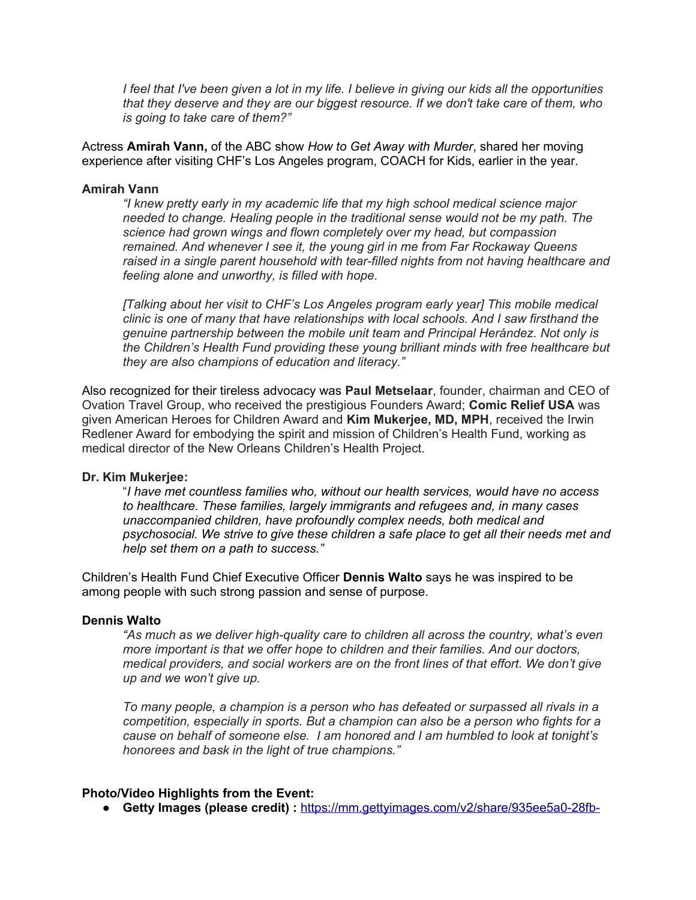*I feel that I've been given a lot in my life. I believe in giving our kids all the opportunities that they deserve and they are our biggest resource. If we don't take care of them, who is going to take care of them?"*

Actress **Amirah Vann,** of the ABC show *How to Get Away with Murder*, shared her moving experience after visiting CHF's Los Angeles program, COACH for Kids, earlier in the year.

**Amirah Vann**

> *"I knew pretty early in my academic life that my high school medical science major needed to change. Healing people in the traditional sense would not be my path. The science had grown wings and flown completely over my head, but compassion remained. And whenever I see it, the young girl in me from Far Rockaway Queens raised in a single parent household with tear-filled nights from not having healthcare and feeling alone and unworthy, is filled with hope.*
>
> *[Talking about her visit to CHF's Los Angeles program early year] This mobile medical clinic is one of many that have relationships with local schools. And I saw firsthand the genuine partnership between the mobile unit team and Principal Herández. Not only is the Children's Health Fund providing these young brilliant minds with free healthcare but they are also champions of education and literacy."*

Also recognized for their tireless advocacy was **Paul Metselaar**, founder, chairman and CEO of Ovation Travel Group, who received the prestigious Founders Award; **Comic Relief USA** was given American Heroes for Children Award and **Kim Mukerjee, MD, MPH**, received the Irwin Redlener Award for embodying the spirit and mission of Children's Health Fund, working as medical director of the New Orleans Children's Health Project.

**Dr. Kim Mukerjee:**

> "*I have met countless families who, without our health services, would have no access to healthcare. These families, largely immigrants and refugees and, in many cases unaccompanied children, have profoundly complex needs, both medical and psychosocial. We strive to give these children a safe place to get all their needs met and help set them on a path to success."*

Children's Health Fund Chief Executive Officer **Dennis Walto** says he was inspired to be among people with such strong passion and sense of purpose.

**Dennis Walto**

> *"As much as we deliver high-quality care to children all across the country, what's even more important is that we offer hope to children and their families. And our doctors, medical providers, and social workers are on the front lines of that effort. We don't give up and we won't give up.*
>
> *To many people, a champion is a person who has defeated or surpassed all rivals in a competition, especially in sports. But a champion can also be a person who fights for a cause on behalf of someone else. I am honored and I am humbled to look at tonight's honorees and bask in the light of true champions."*

**Photo/Video Highlights from the Event:**

- **Getty Images (please credit) :** https://mm.gettyimages.com/v2/share/935ee5a0-28fb-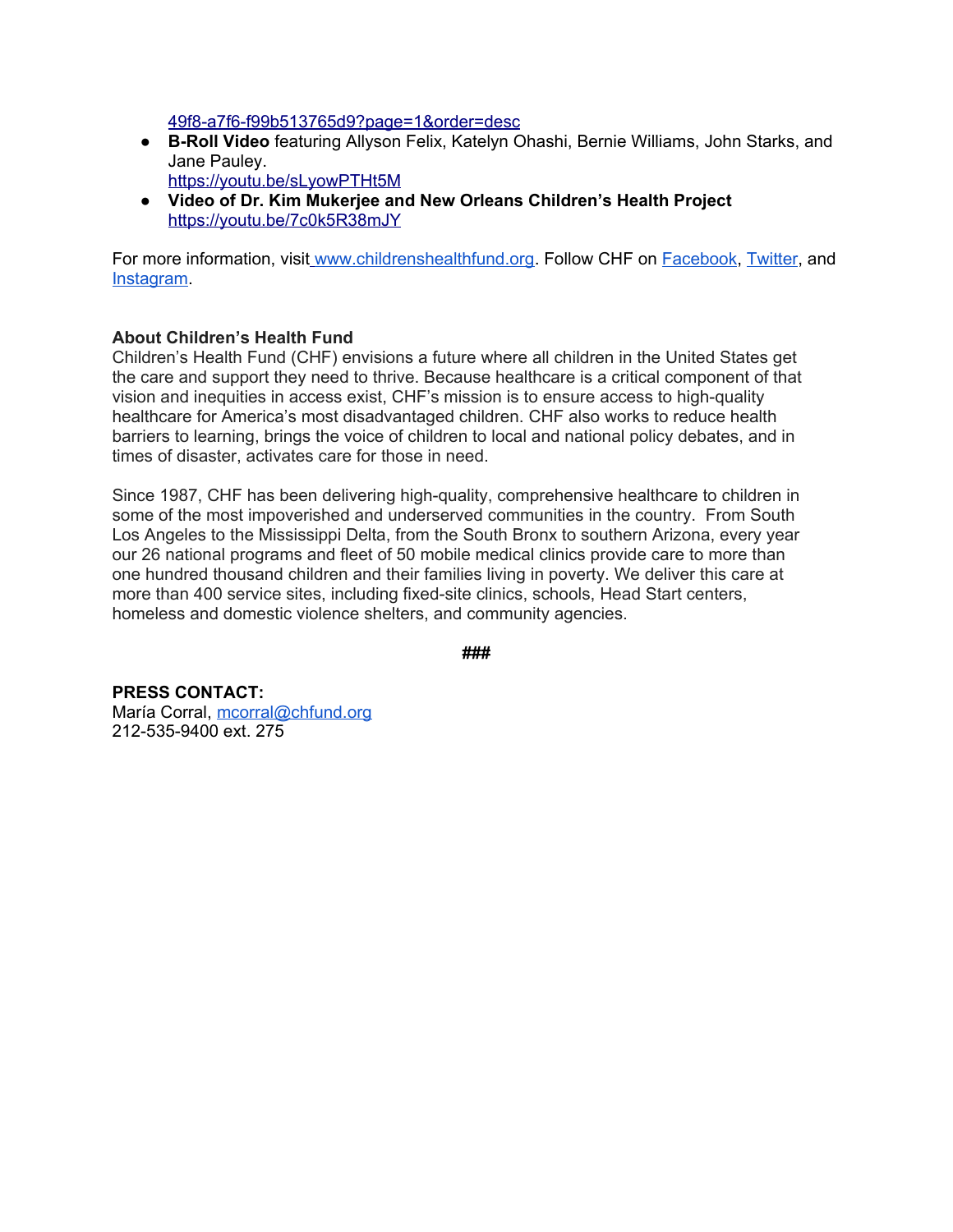49f8-a7f6-f99b513765d9?page=1&order=desc

- **B-Roll Video** featuring Allyson Felix, Katelyn Ohashi, Bernie Williams, John Starks, and Jane Pauley.
  https://youtu.be/sLyowPTHt5M
- **Video of Dr. Kim Mukerjee and New Orleans Children's Health Project**
  https://youtu.be/7c0k5R38mJY

For more information, visit www.childrenshealthfund.org. Follow CHF on Facebook, Twitter, and Instagram.

**About Children's Health Fund**
Children's Health Fund (CHF) envisions a future where all children in the United States get the care and support they need to thrive. Because healthcare is a critical component of that vision and inequities in access exist, CHF's mission is to ensure access to high-quality healthcare for America's most disadvantaged children. CHF also works to reduce health barriers to learning, brings the voice of children to local and national policy debates, and in times of disaster, activates care for those in need.

Since 1987, CHF has been delivering high-quality, comprehensive healthcare to children in some of the most impoverished and underserved communities in the country. From South Los Angeles to the Mississippi Delta, from the South Bronx to southern Arizona, every year our 26 national programs and fleet of 50 mobile medical clinics provide care to more than one hundred thousand children and their families living in poverty. We deliver this care at more than 400 service sites, including fixed-site clinics, schools, Head Start centers, homeless and domestic violence shelters, and community agencies.

###

**PRESS CONTACT:**
María Corral, mcorral@chfund.org
212-535-9400 ext. 275